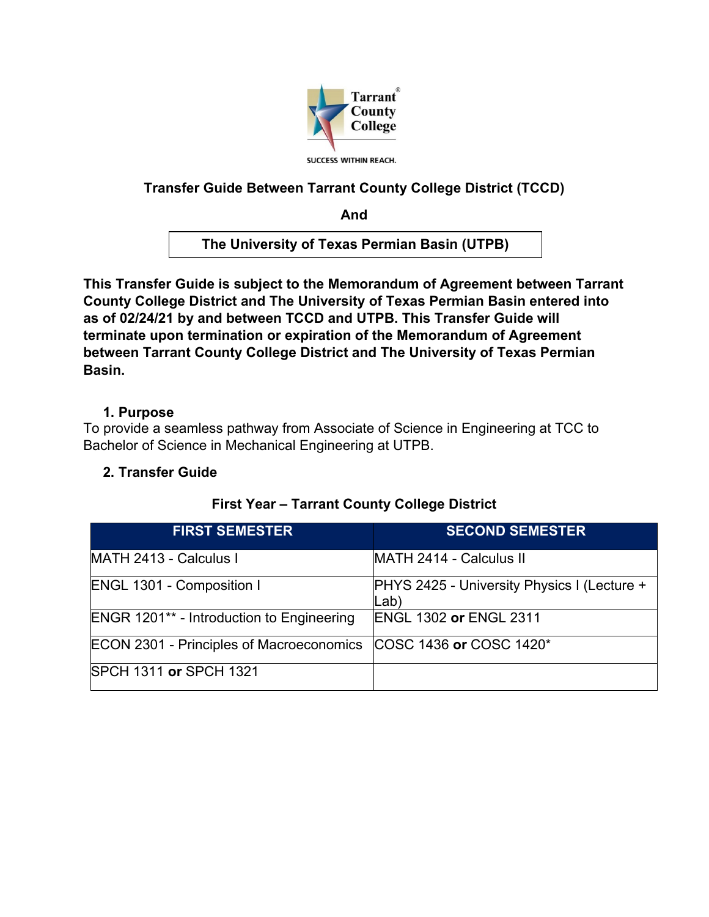Tarrant County College

SUCCESS WITHIN REACH.

## Transfer Guide Between Tarrant County College District (TCCD)

**And**

## The University of Texas Permian Basin (UTPB)

**This Transfer Guide is subject to the Memorandum of Agreement between Tarrant County College District and The University of Texas Permian Basin entered into as of 02/24/21 by and between TCCD and UTPB. This Transfer Guide will terminate upon termination or expiration of the Memorandum of Agreement between Tarrant County College District and The University of Texas Permian Basin.**

### 1. Purpose

To provide a seamless pathway from Associate of Science in Engineering at TCC to Bachelor of Science in Mechanical Engineering at UTPB.

### 2. Transfer Guide

**First Year – Tarrant County College District**

| FIRST SEMESTER | SECOND SEMESTER |
|---|---|
| MATH 2413 - Calculus I | MATH 2414 - Calculus II |
| ENGL 1301 - Composition I | PHYS 2425 - University Physics I (Lecture + Lab) |
| ENGR 1201** - Introduction to Engineering | ENGL 1302 **or** ENGL 2311 |
| ECON 2301 - Principles of Macroeconomics | COSC 1436 **or** COSC 1420* |
| SPCH 1311 **or** SPCH 1321 | |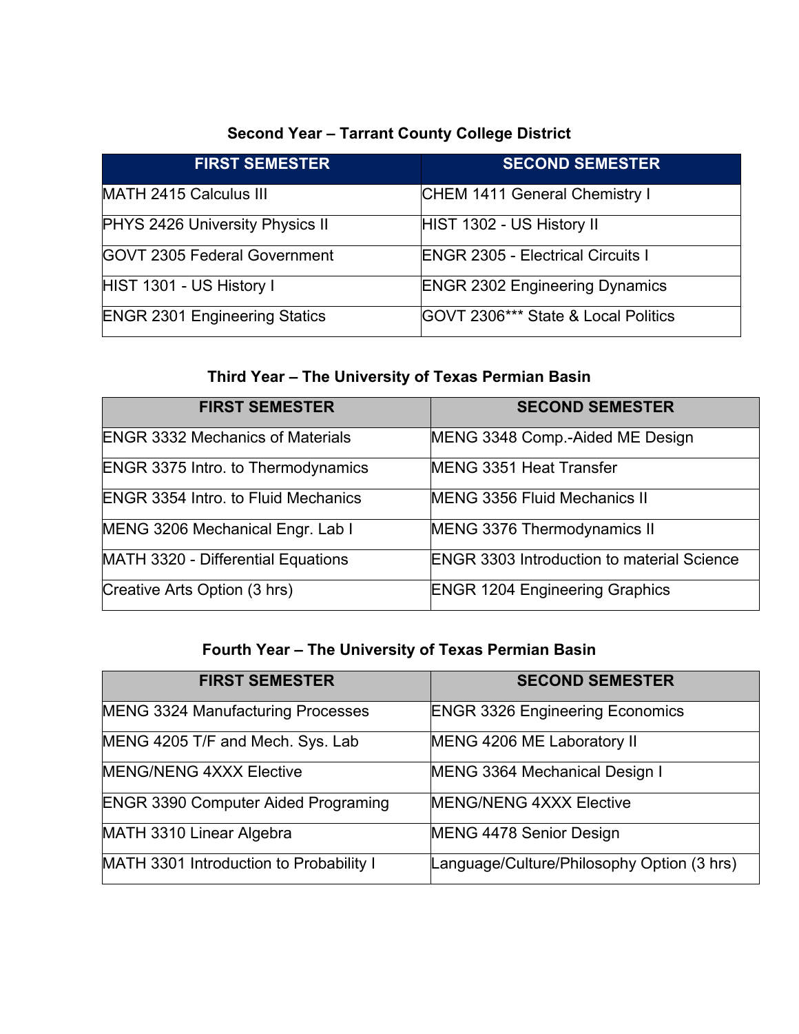### Second Year – Tarrant County College District

| FIRST SEMESTER | SECOND SEMESTER |
|---|---|
| MATH 2415 Calculus III | CHEM 1411 General Chemistry I |
| PHYS 2426 University Physics II | HIST 1302 - US History II |
| GOVT 2305 Federal Government | ENGR 2305 - Electrical Circuits I |
| HIST 1301 - US History I | ENGR 2302 Engineering Dynamics |
| ENGR 2301 Engineering Statics | GOVT 2306*** State & Local Politics |

### Third Year – The University of Texas Permian Basin

| FIRST SEMESTER | SECOND SEMESTER |
|---|---|
| ENGR 3332 Mechanics of Materials | MENG 3348 Comp.-Aided ME Design |
| ENGR 3375 Intro. to Thermodynamics | MENG 3351 Heat Transfer |
| ENGR 3354 Intro. to Fluid Mechanics | MENG 3356 Fluid Mechanics II |
| MENG 3206 Mechanical Engr. Lab I | MENG 3376 Thermodynamics II |
| MATH 3320 - Differential Equations | ENGR 3303 Introduction to material Science |
| Creative Arts Option (3 hrs) | ENGR 1204 Engineering Graphics |

### Fourth Year – The University of Texas Permian Basin

| FIRST SEMESTER | SECOND SEMESTER |
|---|---|
| MENG 3324 Manufacturing Processes | ENGR 3326 Engineering Economics |
| MENG 4205 T/F and Mech. Sys. Lab | MENG 4206 ME Laboratory II |
| MENG/NENG 4XXX Elective | MENG 3364 Mechanical Design I |
| ENGR 3390 Computer Aided Programing | MENG/NENG 4XXX Elective |
| MATH 3310 Linear Algebra | MENG 4478 Senior Design |
| MATH 3301 Introduction to Probability I | Language/Culture/Philosophy Option (3 hrs) |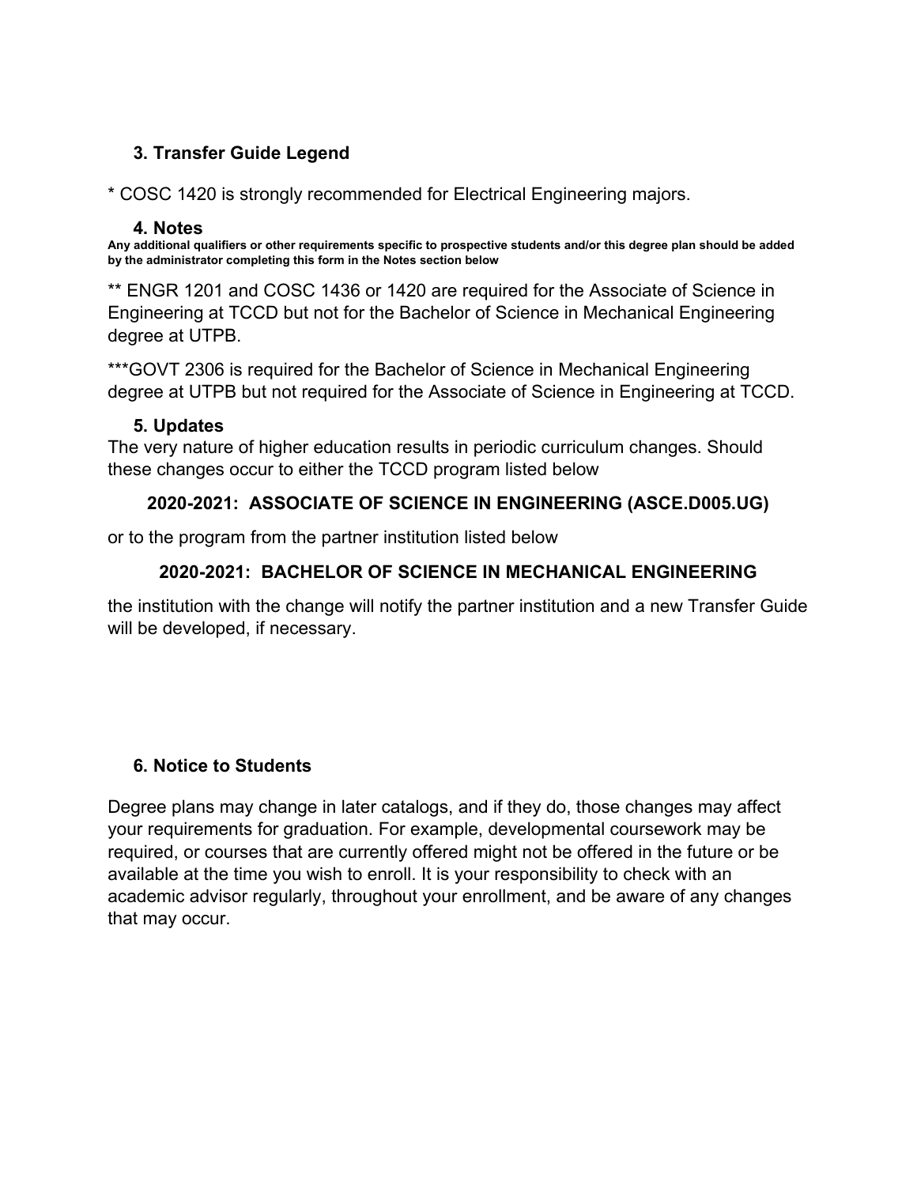### 3. Transfer Guide Legend

* COSC 1420 is strongly recommended for Electrical Engineering majors.

### 4. Notes

**Any additional qualifiers or other requirements specific to prospective students and/or this degree plan should be added by the administrator completing this form in the Notes section below**

** ENGR 1201 and COSC 1436 or 1420 are required for the Associate of Science in Engineering at TCCD but not for the Bachelor of Science in Mechanical Engineering degree at UTPB.

***GOVT 2306 is required for the Bachelor of Science in Mechanical Engineering degree at UTPB but not required for the Associate of Science in Engineering at TCCD.

### 5. Updates

The very nature of higher education results in periodic curriculum changes. Should these changes occur to either the TCCD program listed below

**2020-2021: ASSOCIATE OF SCIENCE IN ENGINEERING (ASCE.D005.UG)**

or to the program from the partner institution listed below

**2020-2021: BACHELOR OF SCIENCE IN MECHANICAL ENGINEERING**

the institution with the change will notify the partner institution and a new Transfer Guide will be developed, if necessary.

### 6. Notice to Students

Degree plans may change in later catalogs, and if they do, those changes may affect your requirements for graduation. For example, developmental coursework may be required, or courses that are currently offered might not be offered in the future or be available at the time you wish to enroll. It is your responsibility to check with an academic advisor regularly, throughout your enrollment, and be aware of any changes that may occur.